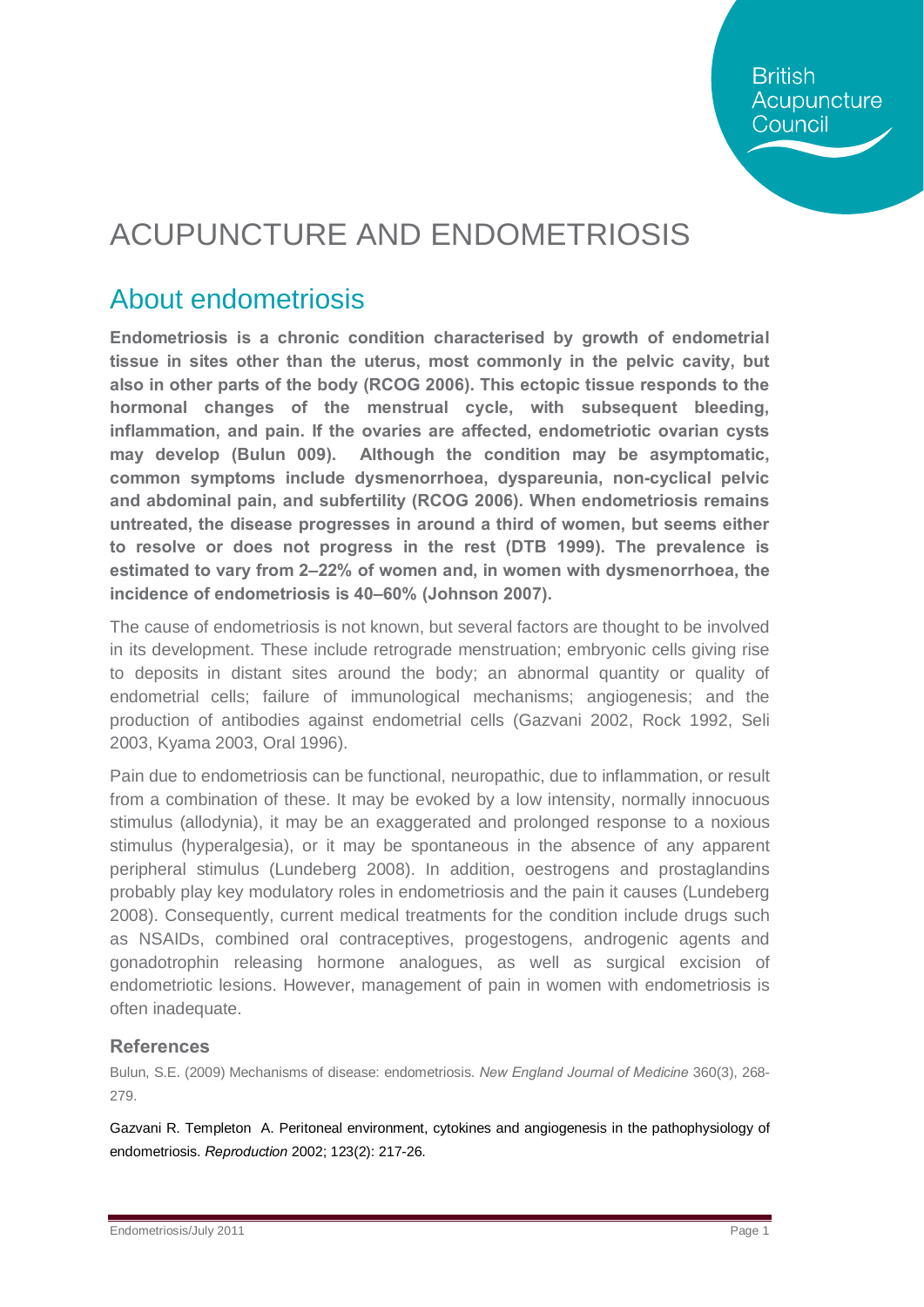# ACUPUNCTURE AND ENDOMETRIOSIS

## About endometriosis

**Endometriosis is a chronic condition characterised by growth of endometrial tissue in sites other than the uterus, most commonly in the pelvic cavity, but also in other parts of the body (RCOG 2006). This ectopic tissue responds to the hormonal changes of the menstrual cycle, with subsequent bleeding, inflammation, and pain. If the ovaries are affected, endometriotic ovarian cysts may develop (Bulun 009). Although the condition may be asymptomatic, common symptoms include dysmenorrhoea, dyspareunia, non-cyclical pelvic and abdominal pain, and subfertility (RCOG 2006). When endometriosis remains untreated, the disease progresses in around a third of women, but seems either to resolve or does not progress in the rest (DTB 1999). The prevalence is estimated to vary from 2–22% of women and, in women with dysmenorrhoea, the incidence of endometriosis is 40–60% (Johnson 2007).**

The cause of endometriosis is not known, but several factors are thought to be involved in its development. These include retrograde menstruation; embryonic cells giving rise to deposits in distant sites around the body; an abnormal quantity or quality of endometrial cells; failure of immunological mechanisms; angiogenesis; and the production of antibodies against endometrial cells (Gazvani 2002, Rock 1992, Seli 2003, Kyama 2003, Oral 1996).

Pain due to endometriosis can be functional, neuropathic, due to inflammation, or result from a combination of these. It may be evoked by a low intensity, normally innocuous stimulus (allodynia), it may be an exaggerated and prolonged response to a noxious stimulus (hyperalgesia), or it may be spontaneous in the absence of any apparent peripheral stimulus (Lundeberg 2008). In addition, oestrogens and prostaglandins probably play key modulatory roles in endometriosis and the pain it causes (Lundeberg 2008). Consequently, current medical treatments for the condition include drugs such as NSAIDs, combined oral contraceptives, progestogens, androgenic agents and gonadotrophin releasing hormone analogues, as well as surgical excision of endometriotic lesions. However, management of pain in women with endometriosis is often inadequate.

### References

Bulun, S.E. (2009) Mechanisms of disease: endometriosis. *New England Journal of Medicine* 360(3), 268-279.

Gazvani R. Templeton A. Peritoneal environment, cytokines and angiogenesis in the pathophysiology of endometriosis. *Reproduction* 2002; 123(2): 217-26.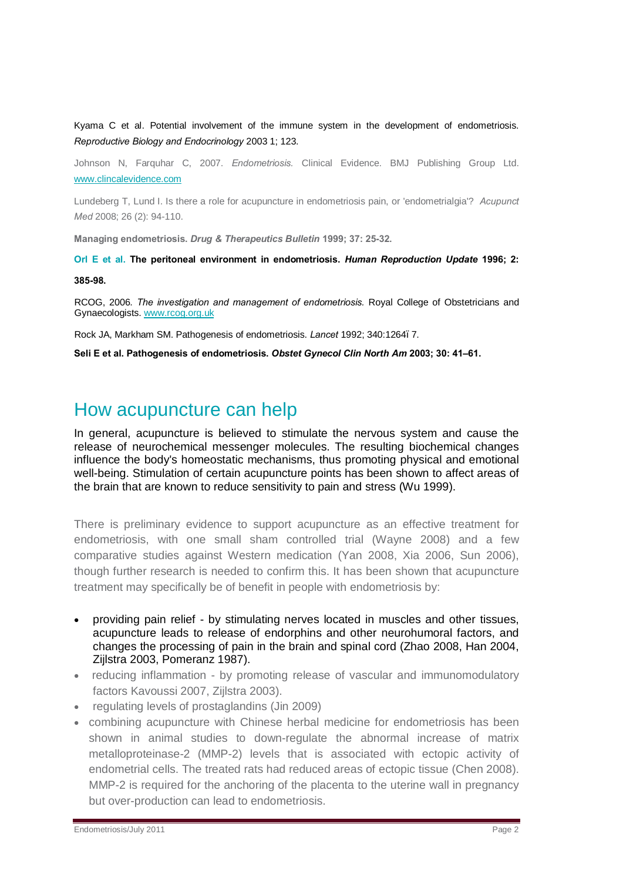Kyama C et al. Potential involvement of the immune system in the development of endometriosis. *Reproductive Biology and Endocrinology* 2003 1; 123.

Johnson N, Farquhar C, 2007. *Endometriosis*. Clinical Evidence. BMJ Publishing Group Ltd. www.clincalevidence.com

Lundeberg T, Lund I. Is there a role for acupuncture in endometriosis pain, or 'endometrialgia'? *Acupunct Med* 2008; 26 (2): 94-110.

**Managing endometriosis. *Drug & Therapeutics Bulletin* 1999; 37: 25-32.**

**Orl E et al. The peritoneal environment in endometriosis. *Human Reproduction Update* 1996; 2: 385-98.**

RCOG, 2006. *The investigation and management of endometriosis.* Royal College of Obstetricians and Gynaecologists. www.rcog.org.uk

Rock JA, Markham SM. Pathogenesis of endometriosis. *Lancet* 1992; 340:1264ï 7.

**Seli E et al. Pathogenesis of endometriosis. *Obstet Gynecol Clin North Am* 2003; 30: 41–61.**

# How acupuncture can help

In general, acupuncture is believed to stimulate the nervous system and cause the release of neurochemical messenger molecules. The resulting biochemical changes influence the body's homeostatic mechanisms, thus promoting physical and emotional well-being. Stimulation of certain acupuncture points has been shown to affect areas of the brain that are known to reduce sensitivity to pain and stress (Wu 1999).

There is preliminary evidence to support acupuncture as an effective treatment for endometriosis, with one small sham controlled trial (Wayne 2008) and a few comparative studies against Western medication (Yan 2008, Xia 2006, Sun 2006), though further research is needed to confirm this. It has been shown that acupuncture treatment may specifically be of benefit in people with endometriosis by:

- providing pain relief - by stimulating nerves located in muscles and other tissues, acupuncture leads to release of endorphins and other neurohumoral factors, and changes the processing of pain in the brain and spinal cord (Zhao 2008, Han 2004, Zijlstra 2003, Pomeranz 1987).
- reducing inflammation - by promoting release of vascular and immunomodulatory factors Kavoussi 2007, Zijlstra 2003).
- regulating levels of prostaglandins (Jin 2009)
- combining acupuncture with Chinese herbal medicine for endometriosis has been shown in animal studies to down-regulate the abnormal increase of matrix metalloproteinase-2 (MMP-2) levels that is associated with ectopic activity of endometrial cells. The treated rats had reduced areas of ectopic tissue (Chen 2008). MMP-2 is required for the anchoring of the placenta to the uterine wall in pregnancy but over-production can lead to endometriosis.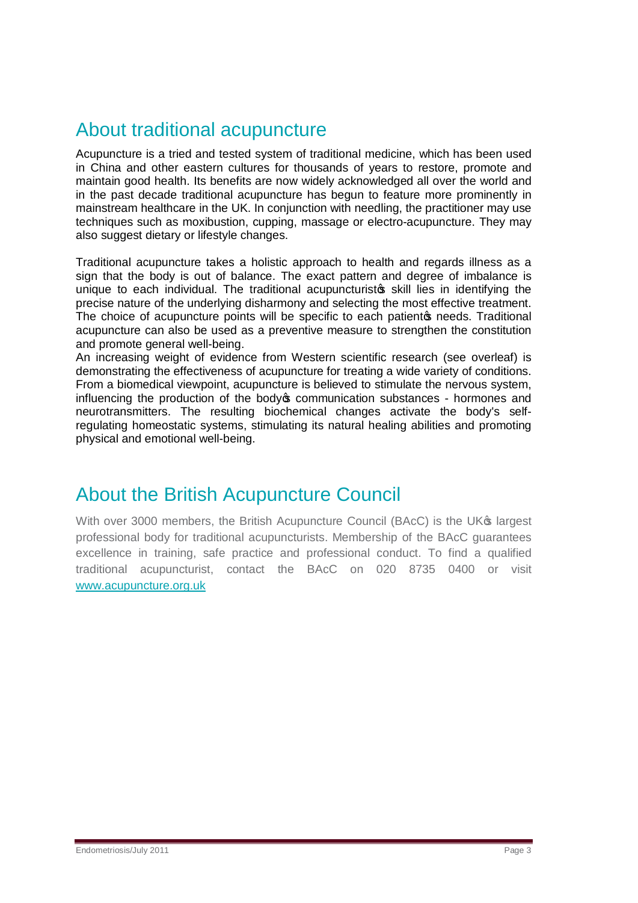## About traditional acupuncture

Acupuncture is a tried and tested system of traditional medicine, which has been used in China and other eastern cultures for thousands of years to restore, promote and maintain good health. Its benefits are now widely acknowledged all over the world and in the past decade traditional acupuncture has begun to feature more prominently in mainstream healthcare in the UK. In conjunction with needling, the practitioner may use techniques such as moxibustion, cupping, massage or electro-acupuncture. They may also suggest dietary or lifestyle changes.

Traditional acupuncture takes a holistic approach to health and regards illness as a sign that the body is out of balance. The exact pattern and degree of imbalance is unique to each individual. The traditional acupuncturist's skill lies in identifying the precise nature of the underlying disharmony and selecting the most effective treatment. The choice of acupuncture points will be specific to each patient's needs. Traditional acupuncture can also be used as a preventive measure to strengthen the constitution and promote general well-being.

An increasing weight of evidence from Western scientific research (see overleaf) is demonstrating the effectiveness of acupuncture for treating a wide variety of conditions. From a biomedical viewpoint, acupuncture is believed to stimulate the nervous system, influencing the production of the body's communication substances - hormones and neurotransmitters. The resulting biochemical changes activate the body's self-regulating homeostatic systems, stimulating its natural healing abilities and promoting physical and emotional well-being.

## About the British Acupuncture Council

With over 3000 members, the British Acupuncture Council (BAcC) is the UK's largest professional body for traditional acupuncturists. Membership of the BAcC guarantees excellence in training, safe practice and professional conduct. To find a qualified traditional acupuncturist, contact the BAcC on 020 8735 0400 or visit www.acupuncture.org.uk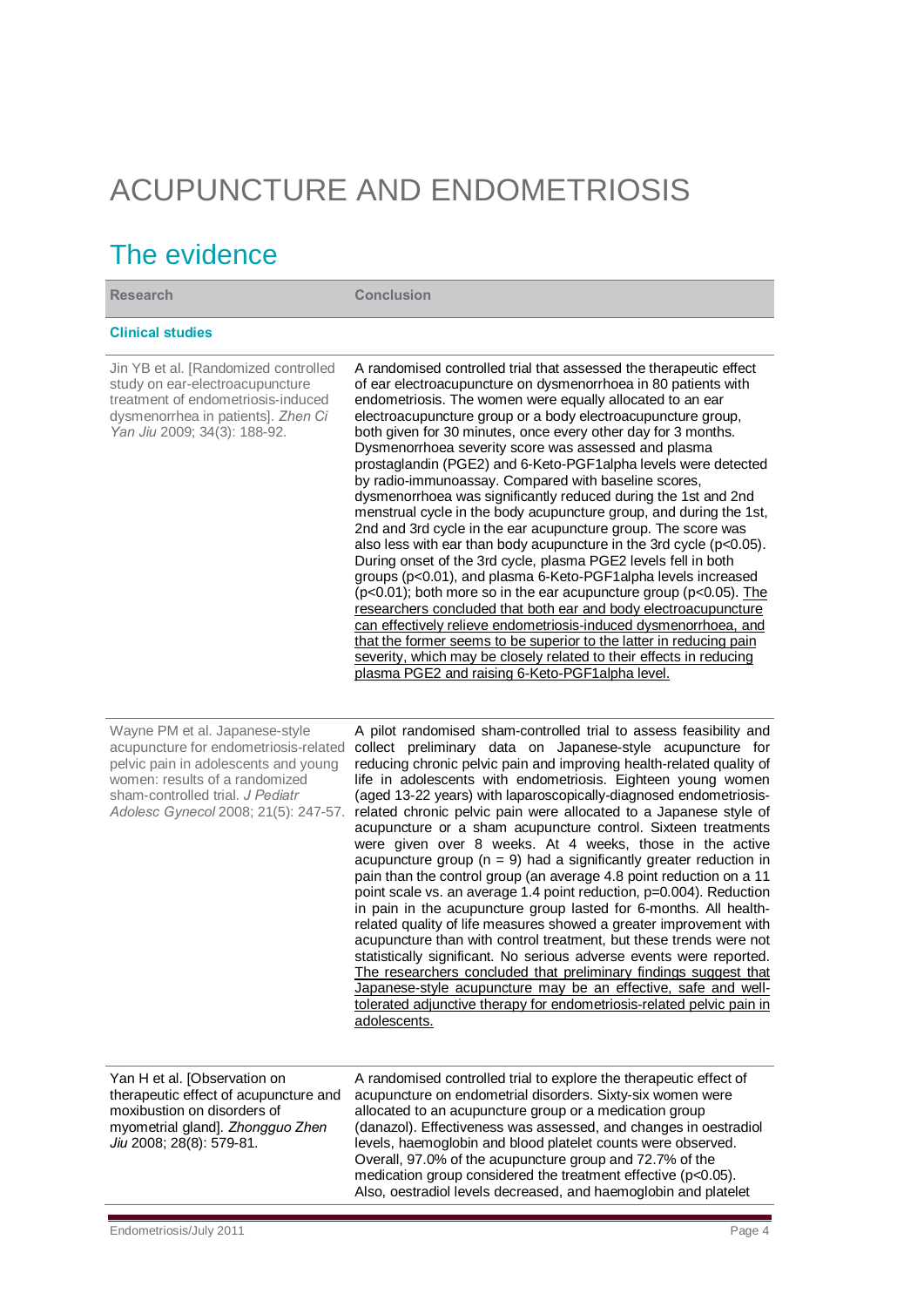# ACUPUNCTURE AND ENDOMETRIOSIS

## The evidence

| Research | Conclusion |
|---|---|
| **Clinical studies** | |
| Jin YB et al. [Randomized controlled study on ear-electroacupuncture treatment of endometriosis-induced dysmenorrhea in patients]. *Zhen Ci Yan Jiu* 2009; 34(3): 188-92. | A randomised controlled trial that assessed the therapeutic effect of ear electroacupuncture on dysmenorrhoea in 80 patients with endometriosis. The women were equally allocated to an ear electroacupuncture group or a body electroacupuncture group, both given for 30 minutes, once every other day for 3 months. Dysmenorrhoea severity score was assessed and plasma prostaglandin (PGE2) and 6-Keto-PGF1alpha levels were detected by radio-immunoassay. Compared with baseline scores, dysmenorrhoea was significantly reduced during the 1st and 2nd menstrual cycle in the body acupuncture group, and during the 1st, 2nd and 3rd cycle in the ear acupuncture group. The score was also less with ear than body acupuncture in the 3rd cycle ($p<0.05$). During onset of the 3rd cycle, plasma PGE2 levels fell in both groups ($p<0.01$), and plasma 6-Keto-PGF1alpha levels increased ($p<0.01$); both more so in the ear acupuncture group ($p<0.05$). <u>The researchers concluded that both ear and body electroacupuncture can effectively relieve endometriosis-induced dysmenorrhoea, and that the former seems to be superior to the latter in reducing pain severity, which may be closely related to their effects in reducing plasma PGE2 and raising 6-Keto-PGF1alpha level.</u> |
| Wayne PM et al. Japanese-style acupuncture for endometriosis-related pelvic pain in adolescents and young women: results of a randomized sham-controlled trial. *J Pediatr Adolesc Gynecol* 2008; 21(5): 247-57. | A pilot randomised sham-controlled trial to assess feasibility and collect preliminary data on Japanese-style acupuncture for reducing chronic pelvic pain and improving health-related quality of life in adolescents with endometriosis. Eighteen young women (aged 13-22 years) with laparoscopically-diagnosed endometriosis-related chronic pelvic pain were allocated to a Japanese style of acupuncture or a sham acupuncture control. Sixteen treatments were given over 8 weeks. At 4 weeks, those in the active acupuncture group ($n = 9$) had a significantly greater reduction in pain than the control group (an average 4.8 point reduction on a 11 point scale vs. an average 1.4 point reduction, $p=0.004$). Reduction in pain in the acupuncture group lasted for 6-months. All health-related quality of life measures showed a greater improvement with acupuncture than with control treatment, but these trends were not statistically significant. No serious adverse events were reported. <u>The researchers concluded that preliminary findings suggest that Japanese-style acupuncture may be an effective, safe and well-tolerated adjunctive therapy for endometriosis-related pelvic pain in adolescents.</u> |
| Yan H et al. [Observation on therapeutic effect of acupuncture and moxibustion on disorders of myometrial gland]. *Zhongguo Zhen Jiu* 2008; 28(8): 579-81. | A randomised controlled trial to explore the therapeutic effect of acupuncture on endometrial disorders. Sixty-six women were allocated to an acupuncture group or a medication group (danazol). Effectiveness was assessed, and changes in oestradiol levels, haemoglobin and blood platelet counts were observed. Overall, 97.0% of the acupuncture group and 72.7% of the medication group considered the treatment effective ($p<0.05$). Also, oestradiol levels decreased, and haemoglobin and platelet |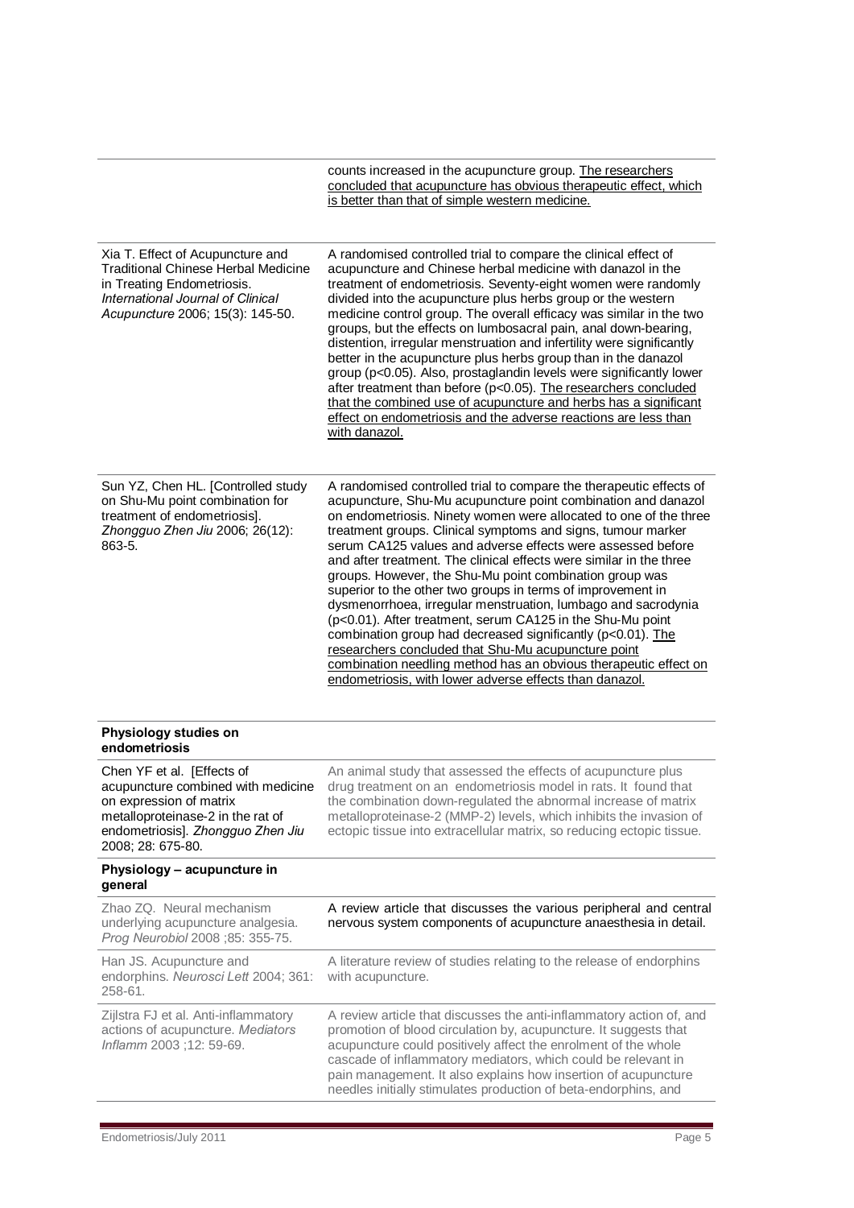| | |
|---|---|
| | counts increased in the acupuncture group. The researchers concluded that acupuncture has obvious therapeutic effect, which is better than that of simple western medicine. |
| Xia T. Effect of Acupuncture and Traditional Chinese Herbal Medicine in Treating Endometriosis. *International Journal of Clinical Acupuncture* 2006; 15(3): 145-50. | A randomised controlled trial to compare the clinical effect of acupuncture and Chinese herbal medicine with danazol in the treatment of endometriosis. Seventy-eight women were randomly divided into the acupuncture plus herbs group or the western medicine control group. The overall efficacy was similar in the two groups, but the effects on lumbosacral pain, anal down-bearing, distention, irregular menstruation and infertility were significantly better in the acupuncture plus herbs group than in the danazol group ($p<0.05$). Also, prostaglandin levels were significantly lower after treatment than before ($p<0.05$). The researchers concluded that the combined use of acupuncture and herbs has a significant effect on endometriosis and the adverse reactions are less than with danazol. |
| Sun YZ, Chen HL. [Controlled study on Shu-Mu point combination for treatment of endometriosis]. *Zhongguo Zhen Jiu* 2006; 26(12): 863-5. | A randomised controlled trial to compare the therapeutic effects of acupuncture, Shu-Mu acupuncture point combination and danazol on endometriosis. Ninety women were allocated to one of the three treatment groups. Clinical symptoms and signs, tumour marker serum CA125 values and adverse effects were assessed before and after treatment. The clinical effects were similar in the three groups. However, the Shu-Mu point combination group was superior to the other two groups in terms of improvement in dysmenorrhoea, irregular menstruation, lumbago and sacrodynia ($p<0.01$). After treatment, serum CA125 in the Shu-Mu point combination group had decreased significantly ($p<0.01$). The researchers concluded that Shu-Mu acupuncture point combination needling method has an obvious therapeutic effect on endometriosis, with lower adverse effects than danazol. |
| **Physiology studies on endometriosis** | |
| Chen YF et al. [Effects of acupuncture combined with medicine on expression of matrix metalloproteinase-2 in the rat of endometriosis]. *Zhongguo Zhen Jiu* 2008; 28: 675-80. | An animal study that assessed the effects of acupuncture plus drug treatment on an endometriosis model in rats. It found that the combination down-regulated the abnormal increase of matrix metalloproteinase-2 (MMP-2) levels, which inhibits the invasion of ectopic tissue into extracellular matrix, so reducing ectopic tissue. |
| **Physiology – acupuncture in general** | |
| Zhao ZQ. Neural mechanism underlying acupuncture analgesia. *Prog Neurobiol* 2008 ;85: 355-75. | A review article that discusses the various peripheral and central nervous system components of acupuncture anaesthesia in detail. |
| Han JS. Acupuncture and endorphins. *Neurosci Lett* 2004; 361: 258-61. | A literature review of studies relating to the release of endorphins with acupuncture. |
| Zijlstra FJ et al. Anti-inflammatory actions of acupuncture. *Mediators Inflamm* 2003 ;12: 59-69. | A review article that discusses the anti-inflammatory action of, and promotion of blood circulation by, acupuncture. It suggests that acupuncture could positively affect the enrolment of the whole cascade of inflammatory mediators, which could be relevant in pain management. It also explains how insertion of acupuncture needles initially stimulates production of beta-endorphins, and |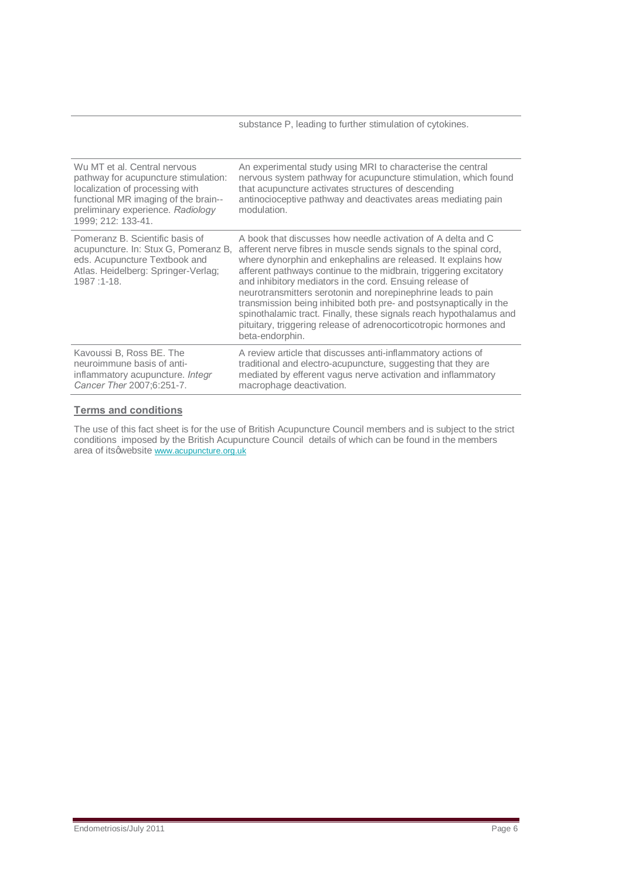| | |
|---|---|
| | substance P, leading to further stimulation of cytokines. |
| Wu MT et al. Central nervous pathway for acupuncture stimulation: localization of processing with functional MR imaging of the brain--preliminary experience. *Radiology* 1999; 212: 133-41. | An experimental study using MRI to characterise the central nervous system pathway for acupuncture stimulation, which found that acupuncture activates structures of descending antinocioceptive pathway and deactivates areas mediating pain modulation. |
| Pomeranz B. Scientific basis of acupuncture. In: Stux G, Pomeranz B, eds. Acupuncture Textbook and Atlas. Heidelberg: Springer-Verlag; 1987 :1-18. | A book that discusses how needle activation of A delta and C afferent nerve fibres in muscle sends signals to the spinal cord, where dynorphin and enkephalins are released. It explains how afferent pathways continue to the midbrain, triggering excitatory and inhibitory mediators in the cord. Ensuing release of neurotransmitters serotonin and norepinephrine leads to pain transmission being inhibited both pre- and postsynaptically in the spinothalamic tract. Finally, these signals reach hypothalamus and pituitary, triggering release of adrenocorticotropic hormones and beta-endorphin. |
| Kavoussi B, Ross BE. The neuroimmune basis of anti-inflammatory acupuncture. *Integr Cancer Ther* 2007;6:251-7. | A review article that discusses anti-inflammatory actions of traditional and electro-acupuncture, suggesting that they are mediated by efferent vagus nerve activation and inflammatory macrophage deactivation. |

## Terms and conditions

The use of this fact sheet is for the use of British Acupuncture Council members and is subject to the strict conditions imposed by the British Acupuncture Council details of which can be found in the members area of itsqwebsite www.acupuncture.org.uk